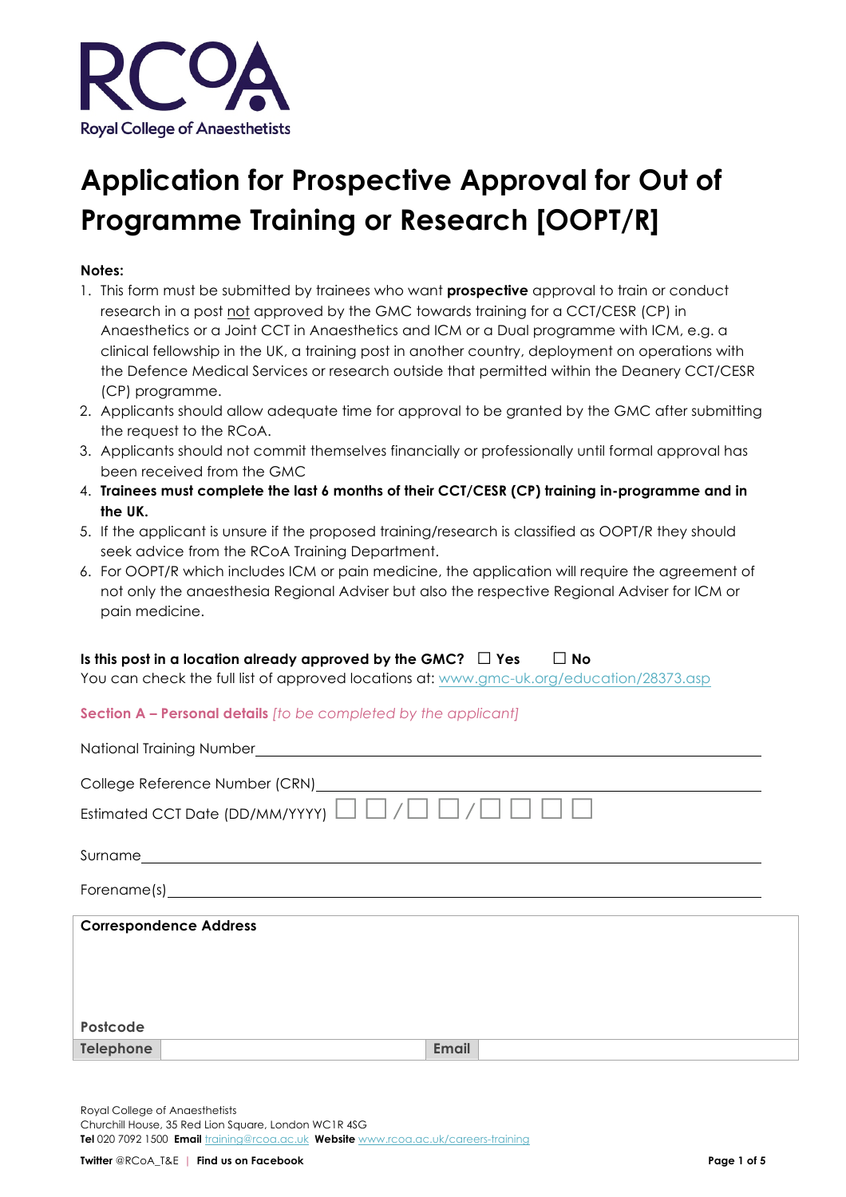RCoA
Royal College of Anaesthetists

# Application for Prospective Approval for Out of Programme Training or Research [OOPT/R]

**Notes:**

1. This form must be submitted by trainees who want **prospective** approval to train or conduct research in a post not approved by the GMC towards training for a CCT/CESR (CP) in Anaesthetics or a Joint CCT in Anaesthetics and ICM or a Dual programme with ICM, e.g. a clinical fellowship in the UK, a training post in another country, deployment on operations with the Defence Medical Services or research outside that permitted within the Deanery CCT/CESR (CP) programme.
2. Applicants should allow adequate time for approval to be granted by the GMC after submitting the request to the RCoA.
3. Applicants should not commit themselves financially or professionally until formal approval has been received from the GMC
4. **Trainees must complete the last 6 months of their CCT/CESR (CP) training in-programme and in the UK.**
5. If the applicant is unsure if the proposed training/research is classified as OOPT/R they should seek advice from the RCoA Training Department.
6. For OOPT/R which includes ICM or pain medicine, the application will require the agreement of not only the anaesthesia Regional Adviser but also the respective Regional Adviser for ICM or pain medicine.

**Is this post in a location already approved by the GMC?** ☐ **Yes** ☐ **No**

You can check the full list of approved locations at: www.gmc-uk.org/education/28373.asp

## Section A – Personal details *[to be completed by the applicant]*

National Training Number ____________________

College Reference Number (CRN) ____________________

Estimated CCT Date (DD/MM/YYYY) ☐☐/☐☐/☐☐☐☐

Surname ____________________

Forename(s) ____________________

| **Correspondence Address** | | | |
|---|---|---|---|
| | | | |
| **Postcode** | | | |
| **Telephone** | | **Email** | |

Royal College of Anaesthetists
Churchill House, 35 Red Lion Square, London WC1R 4SG
**Tel** 020 7092 1500 **Email** training@rcoa.ac.uk **Website** www.rcoa.ac.uk/careers-training

**Twitter** @RCoA_T&E | **Find us on Facebook**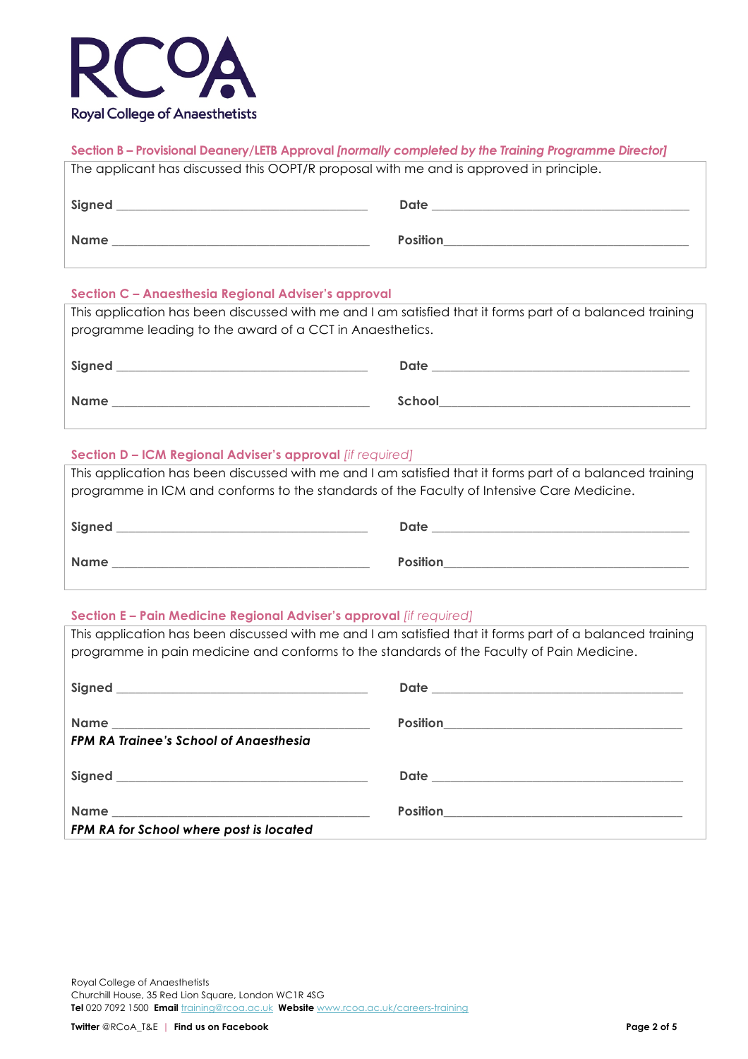Royal College of Anaesthetists

### Section B – Provisional Deanery/LETB Approval *[normally completed by the Training Programme Director]*

The applicant has discussed this OOPT/R proposal with me and is approved in principle.

**Signed** ________________________________ **Date** ________________________________

**Name** ________________________________ **Position** ________________________________

### Section C – Anaesthesia Regional Adviser's approval

This application has been discussed with me and I am satisfied that it forms part of a balanced training programme leading to the award of a CCT in Anaesthetics.

**Signed** ________________________________ **Date** ________________________________

**Name** ________________________________ **School** ________________________________

### Section D – ICM Regional Adviser's approval *[if required]*

This application has been discussed with me and I am satisfied that it forms part of a balanced training programme in ICM and conforms to the standards of the Faculty of Intensive Care Medicine.

**Signed** ________________________________ **Date** ________________________________

**Name** ________________________________ **Position** ________________________________

### Section E – Pain Medicine Regional Adviser's approval *[if required]*

This application has been discussed with me and I am satisfied that it forms part of a balanced training programme in pain medicine and conforms to the standards of the Faculty of Pain Medicine.

**Signed** ________________________________ **Date** ________________________________

**Name** ________________________________ **Position** ________________________________

***FPM RA Trainee's School of Anaesthesia***

**Signed** ________________________________ **Date** ________________________________

**Name** ________________________________ **Position** ________________________________

***FPM RA for School where post is located***

Royal College of Anaesthetists
Churchill House, 35 Red Lion Square, London WC1R 4SG
**Tel** 020 7092 1500 **Email** training@rcoa.ac.uk **Website** www.rcoa.ac.uk/careers-training

**Twitter** @RCoA_T&E | **Find us on Facebook**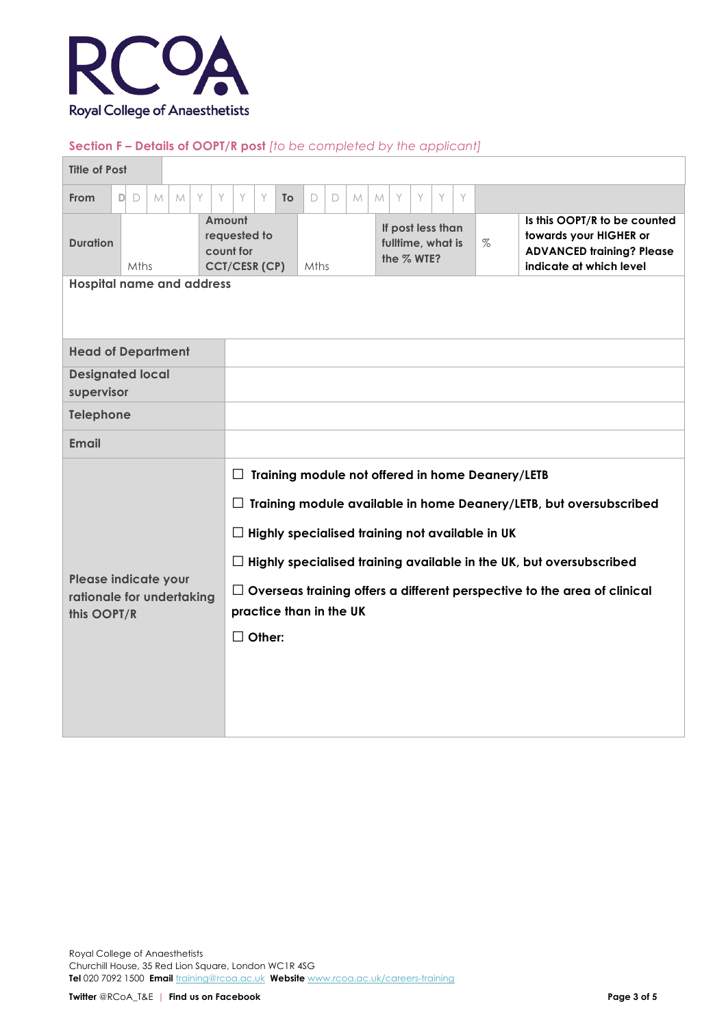Royal College of Anaesthetists

## Section F – Details of OOPT/R post *[to be completed by the applicant]*

| Title of Post | | | | | | |
|---|---|---|---|---|---|---|
| From | D D M M Y Y Y Y | To | D D M M Y Y Y Y | | | |
| Duration | Mths | Amount requested to count for CCT/CESR (CP) | Mths | If post less than fulltime, what is the % WTE? | % | Is this OOPT/R to be counted towards your HIGHER or ADVANCED training? Please indicate at which level |
| Hospital name and address | | | | | | |

| | |
|---|---|
| Head of Department | |
| Designated local supervisor | |
| Telephone | |
| Email | |
| Please indicate your rationale for undertaking this OOPT/R | ☐ Training module not offered in home Deanery/LETB<br>☐ Training module available in home Deanery/LETB, but oversubscribed<br>☐ Highly specialised training not available in UK<br>☐ Highly specialised training available in the UK, but oversubscribed<br>☐ Overseas training offers a different perspective to the area of clinical practice than in the UK<br>☐ Other: |

Royal College of Anaesthetists
Churchill House, 35 Red Lion Square, London WC1R 4SG
**Tel** 020 7092 1500 **Email** training@rcoa.ac.uk **Website** www.rcoa.ac.uk/careers-training

**Twitter** @RCoA_T&E | **Find us on Facebook**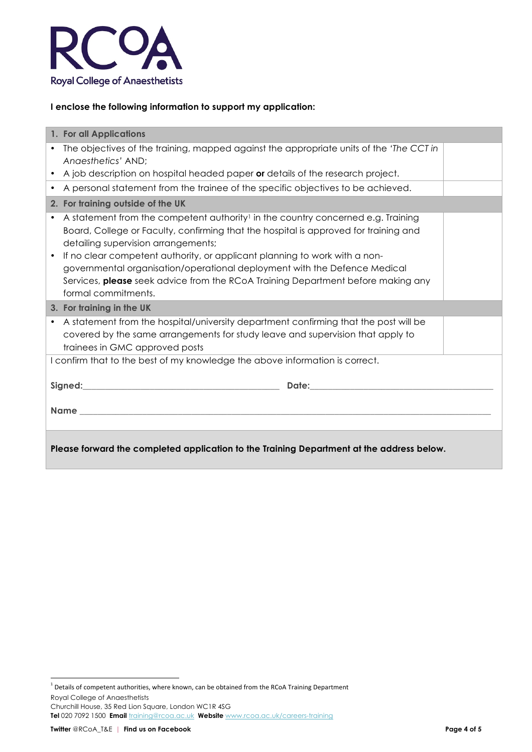**I enclose the following information to support my application:**

| 1. For all Applications | |
|---|---|
| • The objectives of the training, mapped against the appropriate units of the *'The CCT in Anaesthetics'* AND;<br>• A job description on hospital headed paper **or** details of the research project. | |
| • A personal statement from the trainee of the specific objectives to be achieved. | |
| **2. For training outside of the UK** | |
| • A statement from the competent authority[1] in the country concerned e.g. Training Board, College or Faculty, confirming that the hospital is approved for training and detailing supervision arrangements;<br>• If no clear competent authority, or applicant planning to work with a non-governmental organisation/operational deployment with the Defence Medical Services, **please** seek advice from the RCoA Training Department before making any formal commitments. | |
| **3. For training in the UK** | |
| • A statement from the hospital/university department confirming that the post will be covered by the same arrangements for study leave and supervision that apply to trainees in GMC approved posts | |

I confirm that to the best of my knowledge the above information is correct.

**Signed:**\_\_\_\_\_\_\_\_\_\_\_\_\_\_\_\_\_\_\_\_\_\_\_\_\_\_\_\_\_\_\_\_ **Date:**\_\_\_\_\_\_\_\_\_\_\_\_\_\_\_\_\_\_\_\_\_\_\_\_\_\_\_\_\_\_

**Name** \_\_\_\_\_\_\_\_\_\_\_\_\_\_\_\_\_\_\_\_\_\_\_\_\_\_\_\_\_\_\_\_\_\_\_\_\_\_\_\_\_\_\_\_\_\_\_\_\_\_\_\_\_\_\_\_\_\_\_\_

**Please forward the completed application to the Training Department at the address below.**

---

[1] Details of competent authorities, where known, can be obtained from the RCoA Training Department

Royal College of Anaesthetists
Churchill House, 35 Red Lion Square, London WC1R 4SG
**Tel** 020 7092 1500 **Email** training@rcoa.ac.uk **Website** www.rcoa.ac.uk/careers-training

**Twitter** @RCoA_T&E | **Find us on Facebook**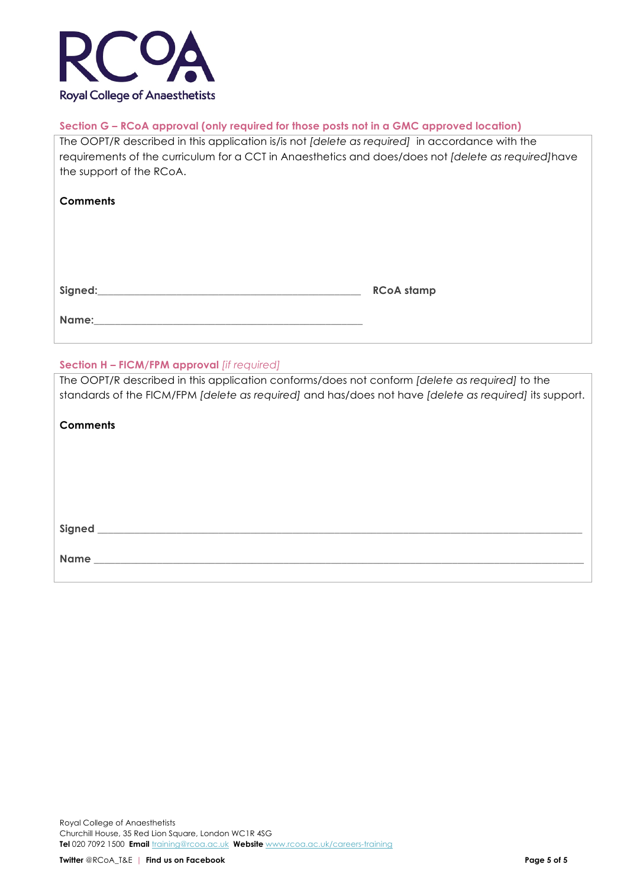**Royal College of Anaesthetists**

## Section G – RCoA approval (only required for those posts not in a GMC approved location)

The OOPT/R described in this application is/is not *[delete as required]* in accordance with the requirements of the curriculum for a CCT in Anaesthetics and does/does not *[delete as required]* have the support of the RCoA.

**Comments**

**Signed:**\_\_\_\_\_\_\_\_\_\_\_\_\_\_\_\_\_\_\_\_\_\_\_\_\_\_\_\_\_\_\_\_\_\_\_\_\_\_\_\_ **RCoA stamp**

**Name:**\_\_\_\_\_\_\_\_\_\_\_\_\_\_\_\_\_\_\_\_\_\_\_\_\_\_\_\_\_\_\_\_\_\_\_\_\_\_\_\_

## Section H – FICM/FPM approval *[if required]*

The OOPT/R described in this application conforms/does not conform *[delete as required]* to the standards of the FICM/FPM *[delete as required]* and has/does not have *[delete as required]* its support.

**Comments**

**Signed** \_\_\_\_\_\_\_\_\_\_\_\_\_\_\_\_\_\_\_\_\_\_\_\_\_\_\_\_\_\_\_\_\_\_\_\_\_\_\_\_\_\_\_\_\_\_\_\_\_\_\_\_\_\_\_\_\_\_\_\_\_\_\_\_\_\_\_\_\_\_\_\_

**Name** \_\_\_\_\_\_\_\_\_\_\_\_\_\_\_\_\_\_\_\_\_\_\_\_\_\_\_\_\_\_\_\_\_\_\_\_\_\_\_\_\_\_\_\_\_\_\_\_\_\_\_\_\_\_\_\_\_\_\_\_\_\_\_\_\_\_\_\_\_\_\_\_

Royal College of Anaesthetists
Churchill House, 35 Red Lion Square, London WC1R 4SG
**Tel** 020 7092 1500 **Email** training@rcoa.ac.uk **Website** www.rcoa.ac.uk/careers-training

**Twitter** @RCoA_T&E | **Find us on Facebook**